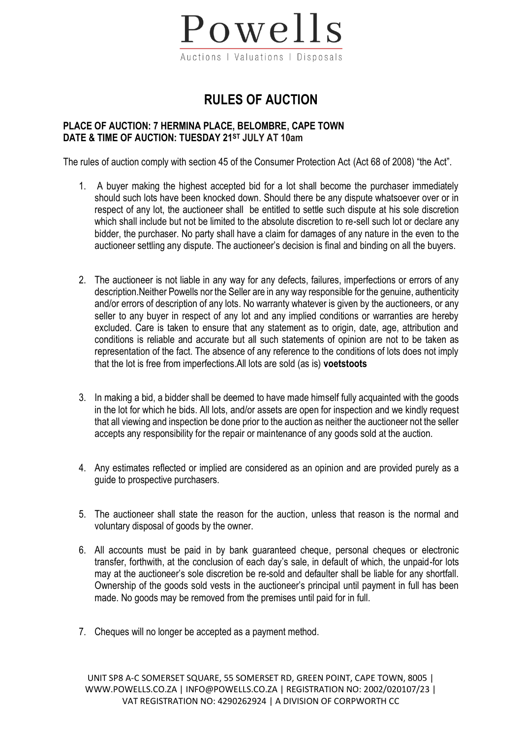# Powells

Auctions | Valuations | Disposals

## RULES OF AUCTION

**PLACE OF AUCTION: 7 HERMINA PLACE, BELOMBRE, CAPE TOWN**
**DATE & TIME OF AUCTION: TUESDAY 21ST JULY AT 10am**

The rules of auction comply with section 45 of the Consumer Protection Act (Act 68 of 2008) "the Act".

1. A buyer making the highest accepted bid for a lot shall become the purchaser immediately should such lots have been knocked down. Should there be any dispute whatsoever over or in respect of any lot, the auctioneer shall be entitled to settle such dispute at his sole discretion which shall include but not be limited to the absolute discretion to re-sell such lot or declare any bidder, the purchaser. No party shall have a claim for damages of any nature in the even to the auctioneer settling any dispute. The auctioneer's decision is final and binding on all the buyers.

2. The auctioneer is not liable in any way for any defects, failures, imperfections or errors of any description.Neither Powells nor the Seller are in any way responsible for the genuine, authenticity and/or errors of description of any lots. No warranty whatever is given by the auctioneers, or any seller to any buyer in respect of any lot and any implied conditions or warranties are hereby excluded. Care is taken to ensure that any statement as to origin, date, age, attribution and conditions is reliable and accurate but all such statements of opinion are not to be taken as representation of the fact. The absence of any reference to the conditions of lots does not imply that the lot is free from imperfections.All lots are sold (as is) **voetstoots**

3. In making a bid, a bidder shall be deemed to have made himself fully acquainted with the goods in the lot for which he bids. All lots, and/or assets are open for inspection and we kindly request that all viewing and inspection be done prior to the auction as neither the auctioneer not the seller accepts any responsibility for the repair or maintenance of any goods sold at the auction.

4. Any estimates reflected or implied are considered as an opinion and are provided purely as a guide to prospective purchasers.

5. The auctioneer shall state the reason for the auction, unless that reason is the normal and voluntary disposal of goods by the owner.

6. All accounts must be paid in by bank guaranteed cheque, personal cheques or electronic transfer, forthwith, at the conclusion of each day's sale, in default of which, the unpaid-for lots may at the auctioneer's sole discretion be re-sold and defaulter shall be liable for any shortfall. Ownership of the goods sold vests in the auctioneer's principal until payment in full has been made. No goods may be removed from the premises until paid for in full.

7. Cheques will no longer be accepted as a payment method.

UNIT SP8 A-C SOMERSET SQUARE, 55 SOMERSET RD, GREEN POINT, CAPE TOWN, 8005 | WWW.POWELLS.CO.ZA | INFO@POWELLS.CO.ZA | REGISTRATION NO: 2002/020107/23 | VAT REGISTRATION NO: 4290262924 | A DIVISION OF CORPWORTH CC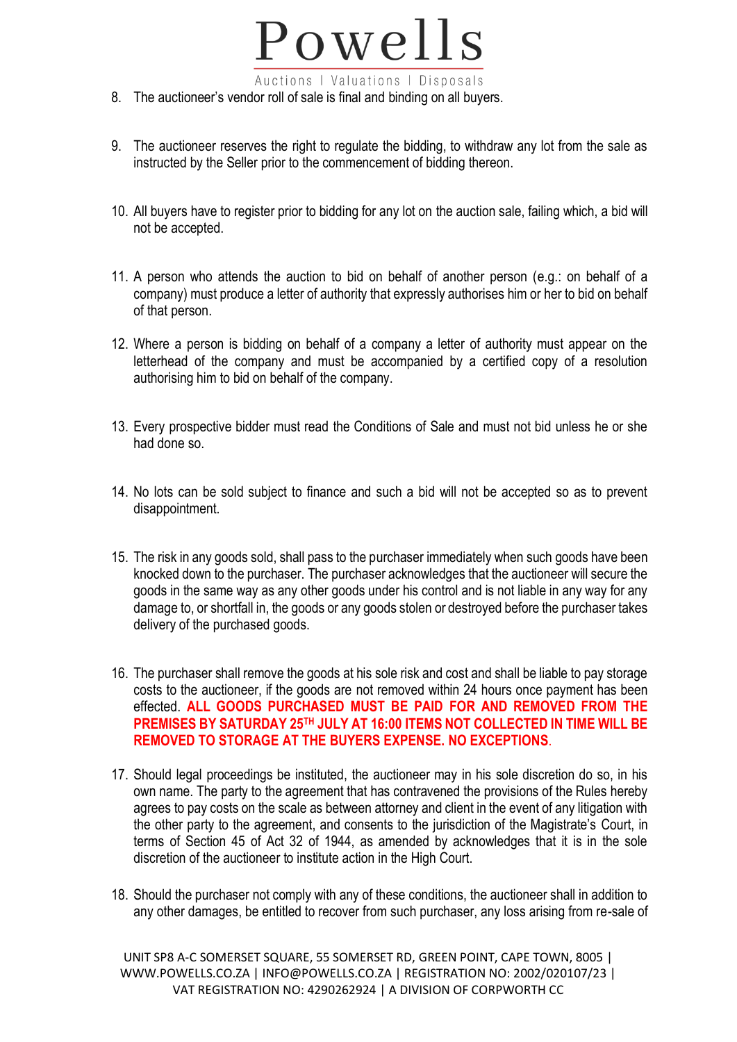8. The auctioneer's vendor roll of sale is final and binding on all buyers.

9. The auctioneer reserves the right to regulate the bidding, to withdraw any lot from the sale as instructed by the Seller prior to the commencement of bidding thereon.

10. All buyers have to register prior to bidding for any lot on the auction sale, failing which, a bid will not be accepted.

11. A person who attends the auction to bid on behalf of another person (e.g.: on behalf of a company) must produce a letter of authority that expressly authorises him or her to bid on behalf of that person.

12. Where a person is bidding on behalf of a company a letter of authority must appear on the letterhead of the company and must be accompanied by a certified copy of a resolution authorising him to bid on behalf of the company.

13. Every prospective bidder must read the Conditions of Sale and must not bid unless he or she had done so.

14. No lots can be sold subject to finance and such a bid will not be accepted so as to prevent disappointment.

15. The risk in any goods sold, shall pass to the purchaser immediately when such goods have been knocked down to the purchaser. The purchaser acknowledges that the auctioneer will secure the goods in the same way as any other goods under his control and is not liable in any way for any damage to, or shortfall in, the goods or any goods stolen or destroyed before the purchaser takes delivery of the purchased goods.

16. The purchaser shall remove the goods at his sole risk and cost and shall be liable to pay storage costs to the auctioneer, if the goods are not removed within 24 hours once payment has been effected. **ALL GOODS PURCHASED MUST BE PAID FOR AND REMOVED FROM THE PREMISES BY SATURDAY 25TH JULY AT 16:00 ITEMS NOT COLLECTED IN TIME WILL BE REMOVED TO STORAGE AT THE BUYERS EXPENSE. NO EXCEPTIONS**.

17. Should legal proceedings be instituted, the auctioneer may in his sole discretion do so, in his own name. The party to the agreement that has contravened the provisions of the Rules hereby agrees to pay costs on the scale as between attorney and client in the event of any litigation with the other party to the agreement, and consents to the jurisdiction of the Magistrate's Court, in terms of Section 45 of Act 32 of 1944, as amended by acknowledges that it is in the sole discretion of the auctioneer to institute action in the High Court.

18. Should the purchaser not comply with any of these conditions, the auctioneer shall in addition to any other damages, be entitled to recover from such purchaser, any loss arising from re-sale of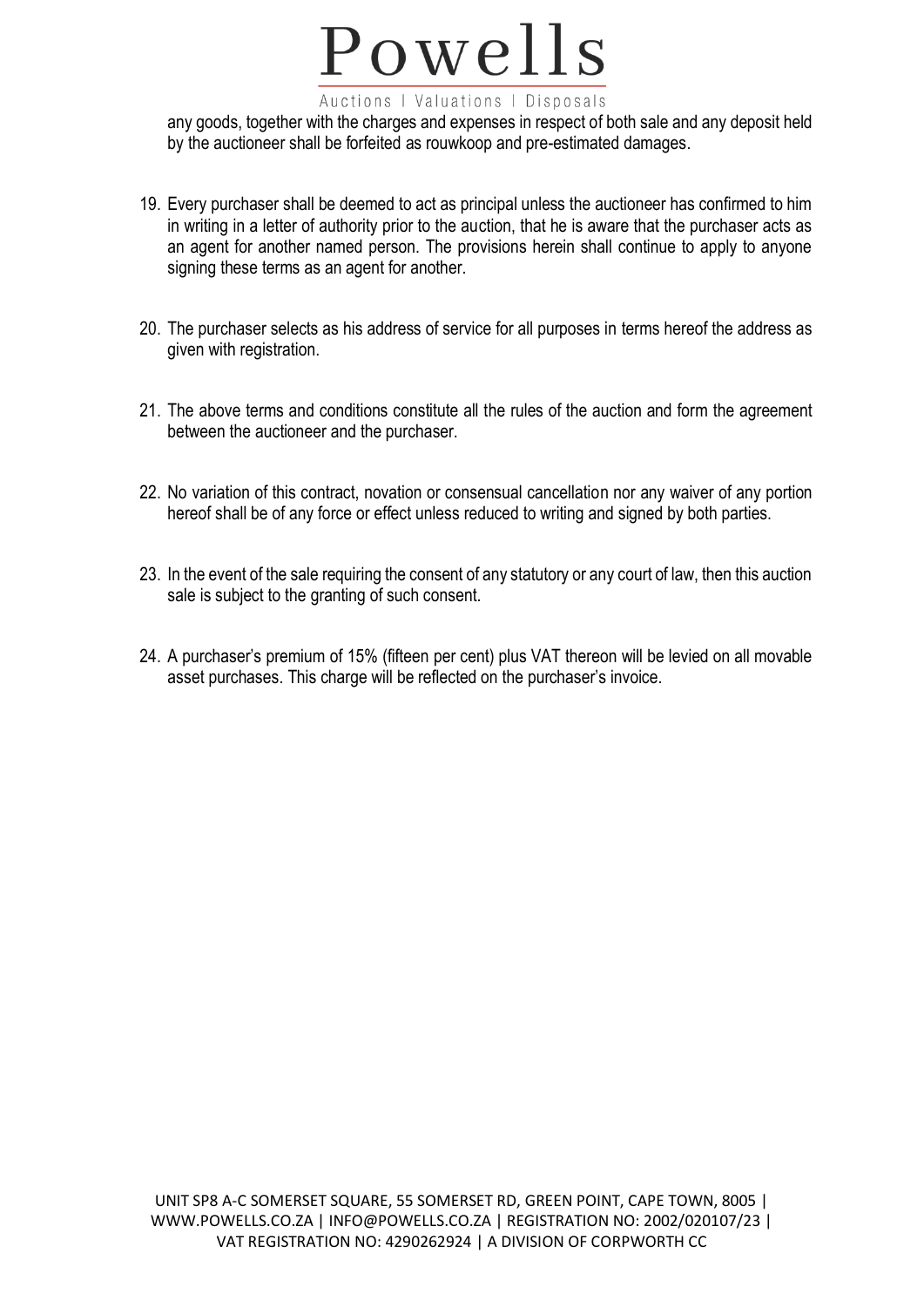any goods, together with the charges and expenses in respect of both sale and any deposit held by the auctioneer shall be forfeited as rouwkoop and pre-estimated damages.

19. Every purchaser shall be deemed to act as principal unless the auctioneer has confirmed to him in writing in a letter of authority prior to the auction, that he is aware that the purchaser acts as an agent for another named person. The provisions herein shall continue to apply to anyone signing these terms as an agent for another.

20. The purchaser selects as his address of service for all purposes in terms hereof the address as given with registration.

21. The above terms and conditions constitute all the rules of the auction and form the agreement between the auctioneer and the purchaser.

22. No variation of this contract, novation or consensual cancellation nor any waiver of any portion hereof shall be of any force or effect unless reduced to writing and signed by both parties.

23. In the event of the sale requiring the consent of any statutory or any court of law, then this auction sale is subject to the granting of such consent.

24. A purchaser's premium of 15% (fifteen per cent) plus VAT thereon will be levied on all movable asset purchases. This charge will be reflected on the purchaser's invoice.